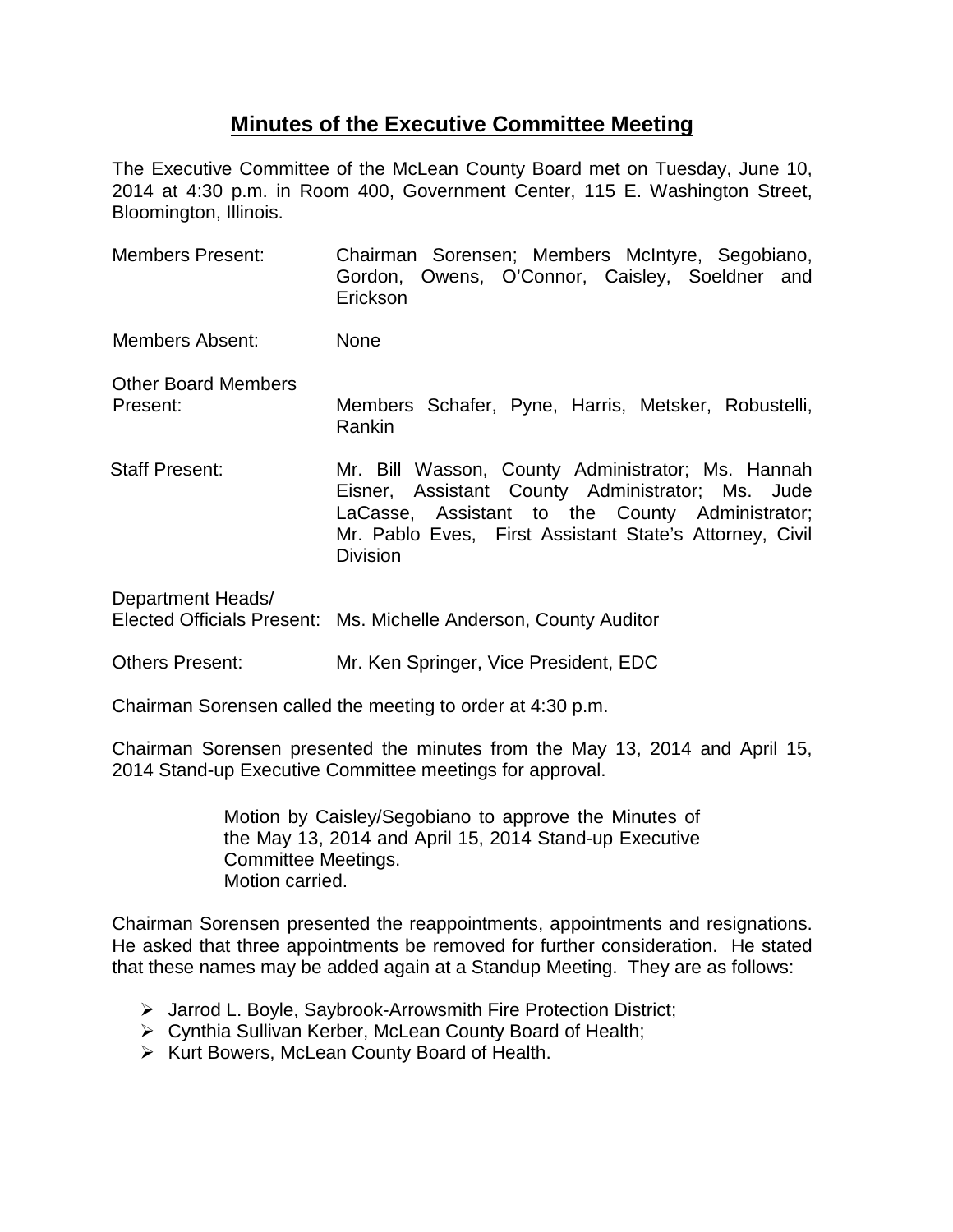# Minutes of the Executive Committee Meeting

The Executive Committee of the McLean County Board met on Tuesday, June 10, 2014 at 4:30 p.m. in Room 400, Government Center, 115 E. Washington Street, Bloomington, Illinois.

| | |
|---|---|
| Members Present: | Chairman Sorensen; Members McIntyre, Segobiano, Gordon, Owens, O'Connor, Caisley, Soeldner and Erickson |
| Members Absent: | None |
| Other Board Members Present: | Members Schafer, Pyne, Harris, Metsker, Robustelli, Rankin |
| Staff Present: | Mr. Bill Wasson, County Administrator; Ms. Hannah Eisner, Assistant County Administrator; Ms. Jude LaCasse, Assistant to the County Administrator; Mr. Pablo Eves, First Assistant State's Attorney, Civil Division |
| Department Heads/ Elected Officials Present: | Ms. Michelle Anderson, County Auditor |
| Others Present: | Mr. Ken Springer, Vice President, EDC |

Chairman Sorensen called the meeting to order at 4:30 p.m.

Chairman Sorensen presented the minutes from the May 13, 2014 and April 15, 2014 Stand-up Executive Committee meetings for approval.

> Motion by Caisley/Segobiano to approve the Minutes of the May 13, 2014 and April 15, 2014 Stand-up Executive Committee Meetings.
> Motion carried.

Chairman Sorensen presented the reappointments, appointments and resignations. He asked that three appointments be removed for further consideration. He stated that these names may be added again at a Standup Meeting. They are as follows:

- Jarrod L. Boyle, Saybrook-Arrowsmith Fire Protection District;
- Cynthia Sullivan Kerber, McLean County Board of Health;
- Kurt Bowers, McLean County Board of Health.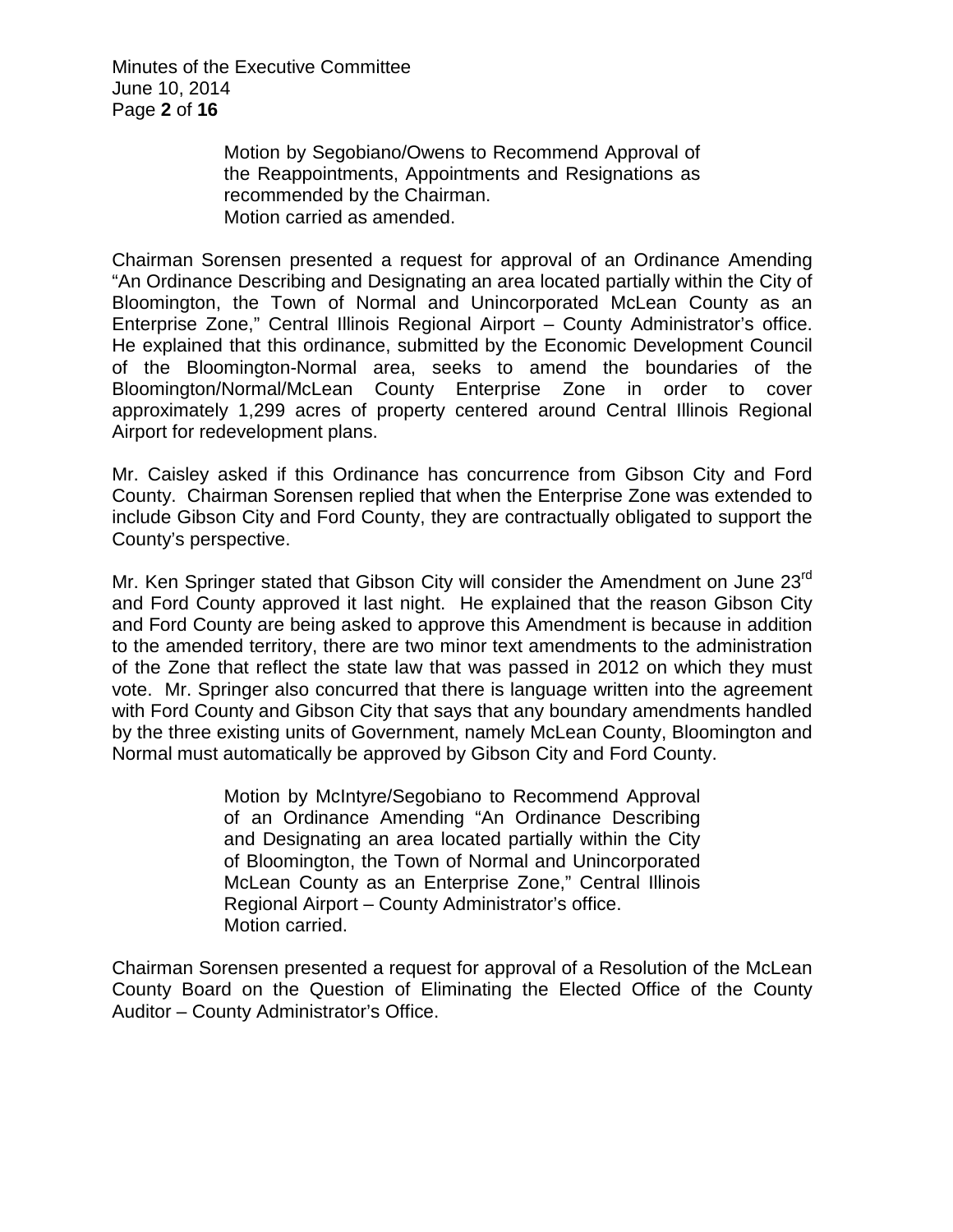> Motion by Segobiano/Owens to Recommend Approval of the Reappointments, Appointments and Resignations as recommended by the Chairman.
> Motion carried as amended.

Chairman Sorensen presented a request for approval of an Ordinance Amending "An Ordinance Describing and Designating an area located partially within the City of Bloomington, the Town of Normal and Unincorporated McLean County as an Enterprise Zone," Central Illinois Regional Airport – County Administrator's office. He explained that this ordinance, submitted by the Economic Development Council of the Bloomington-Normal area, seeks to amend the boundaries of the Bloomington/Normal/McLean County Enterprise Zone in order to cover approximately 1,299 acres of property centered around Central Illinois Regional Airport for redevelopment plans.

Mr. Caisley asked if this Ordinance has concurrence from Gibson City and Ford County. Chairman Sorensen replied that when the Enterprise Zone was extended to include Gibson City and Ford County, they are contractually obligated to support the County's perspective.

Mr. Ken Springer stated that Gibson City will consider the Amendment on June 23rd and Ford County approved it last night. He explained that the reason Gibson City and Ford County are being asked to approve this Amendment is because in addition to the amended territory, there are two minor text amendments to the administration of the Zone that reflect the state law that was passed in 2012 on which they must vote. Mr. Springer also concurred that there is language written into the agreement with Ford County and Gibson City that says that any boundary amendments handled by the three existing units of Government, namely McLean County, Bloomington and Normal must automatically be approved by Gibson City and Ford County.

> Motion by McIntyre/Segobiano to Recommend Approval of an Ordinance Amending "An Ordinance Describing and Designating an area located partially within the City of Bloomington, the Town of Normal and Unincorporated McLean County as an Enterprise Zone," Central Illinois Regional Airport – County Administrator's office.
> Motion carried.

Chairman Sorensen presented a request for approval of a Resolution of the McLean County Board on the Question of Eliminating the Elected Office of the County Auditor – County Administrator's Office.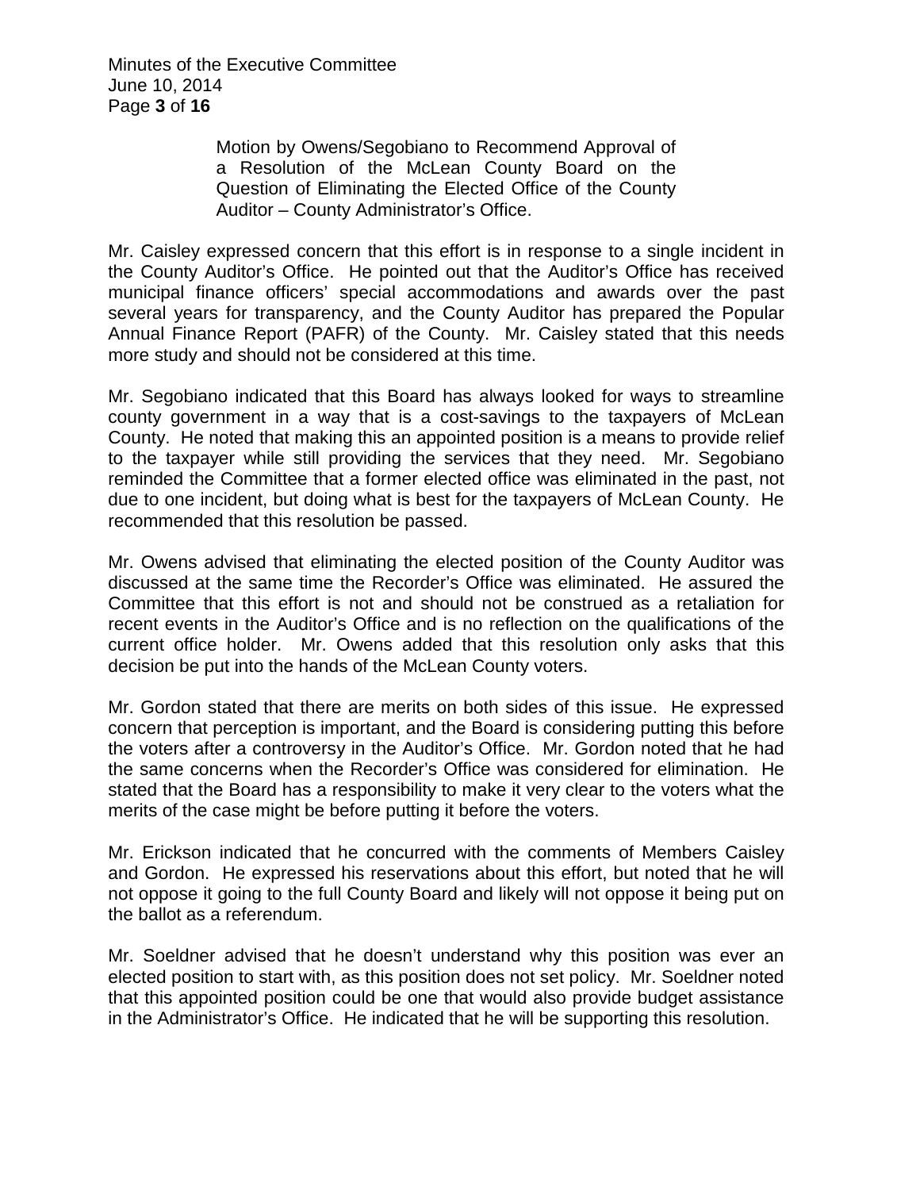Motion by Owens/Segobiano to Recommend Approval of a Resolution of the McLean County Board on the Question of Eliminating the Elected Office of the County Auditor – County Administrator's Office.

Mr. Caisley expressed concern that this effort is in response to a single incident in the County Auditor's Office. He pointed out that the Auditor's Office has received municipal finance officers' special accommodations and awards over the past several years for transparency, and the County Auditor has prepared the Popular Annual Finance Report (PAFR) of the County. Mr. Caisley stated that this needs more study and should not be considered at this time.

Mr. Segobiano indicated that this Board has always looked for ways to streamline county government in a way that is a cost-savings to the taxpayers of McLean County. He noted that making this an appointed position is a means to provide relief to the taxpayer while still providing the services that they need. Mr. Segobiano reminded the Committee that a former elected office was eliminated in the past, not due to one incident, but doing what is best for the taxpayers of McLean County. He recommended that this resolution be passed.

Mr. Owens advised that eliminating the elected position of the County Auditor was discussed at the same time the Recorder's Office was eliminated. He assured the Committee that this effort is not and should not be construed as a retaliation for recent events in the Auditor's Office and is no reflection on the qualifications of the current office holder. Mr. Owens added that this resolution only asks that this decision be put into the hands of the McLean County voters.

Mr. Gordon stated that there are merits on both sides of this issue. He expressed concern that perception is important, and the Board is considering putting this before the voters after a controversy in the Auditor's Office. Mr. Gordon noted that he had the same concerns when the Recorder's Office was considered for elimination. He stated that the Board has a responsibility to make it very clear to the voters what the merits of the case might be before putting it before the voters.

Mr. Erickson indicated that he concurred with the comments of Members Caisley and Gordon. He expressed his reservations about this effort, but noted that he will not oppose it going to the full County Board and likely will not oppose it being put on the ballot as a referendum.

Mr. Soeldner advised that he doesn't understand why this position was ever an elected position to start with, as this position does not set policy. Mr. Soeldner noted that this appointed position could be one that would also provide budget assistance in the Administrator's Office. He indicated that he will be supporting this resolution.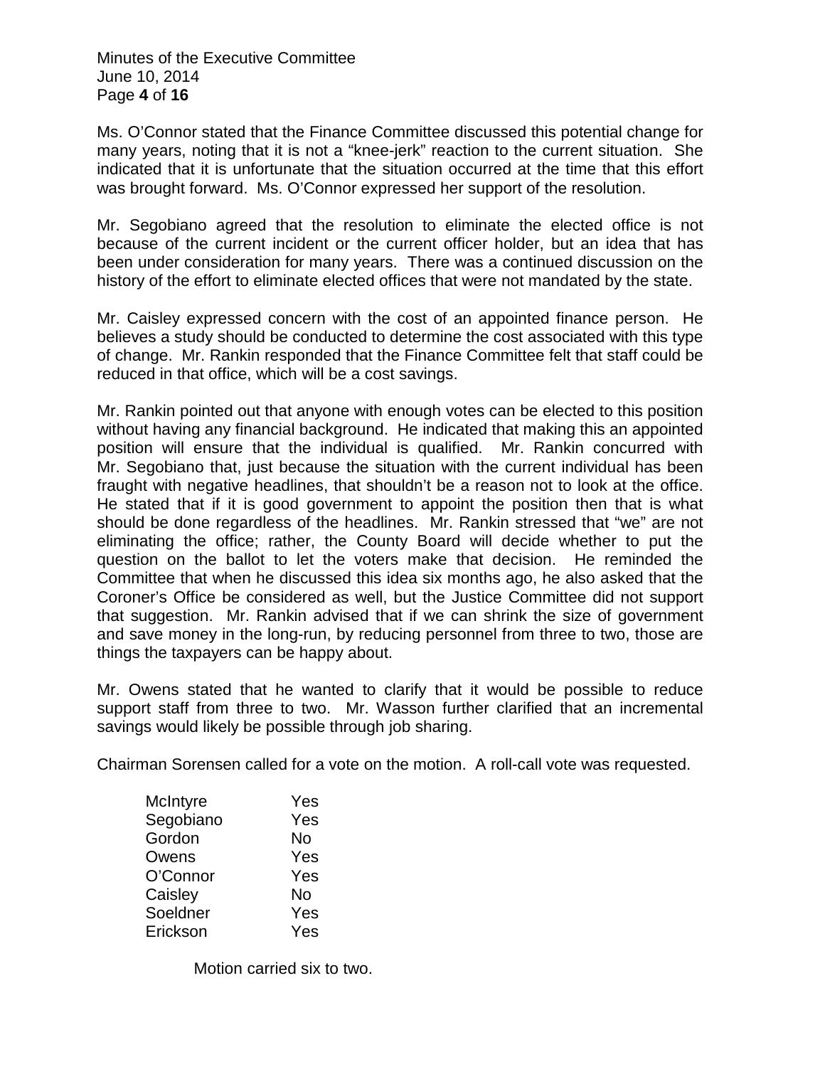Ms. O'Connor stated that the Finance Committee discussed this potential change for many years, noting that it is not a "knee-jerk" reaction to the current situation. She indicated that it is unfortunate that the situation occurred at the time that this effort was brought forward. Ms. O'Connor expressed her support of the resolution.

Mr. Segobiano agreed that the resolution to eliminate the elected office is not because of the current incident or the current officer holder, but an idea that has been under consideration for many years. There was a continued discussion on the history of the effort to eliminate elected offices that were not mandated by the state.

Mr. Caisley expressed concern with the cost of an appointed finance person. He believes a study should be conducted to determine the cost associated with this type of change. Mr. Rankin responded that the Finance Committee felt that staff could be reduced in that office, which will be a cost savings.

Mr. Rankin pointed out that anyone with enough votes can be elected to this position without having any financial background. He indicated that making this an appointed position will ensure that the individual is qualified. Mr. Rankin concurred with Mr. Segobiano that, just because the situation with the current individual has been fraught with negative headlines, that shouldn't be a reason not to look at the office. He stated that if it is good government to appoint the position then that is what should be done regardless of the headlines. Mr. Rankin stressed that "we" are not eliminating the office; rather, the County Board will decide whether to put the question on the ballot to let the voters make that decision. He reminded the Committee that when he discussed this idea six months ago, he also asked that the Coroner's Office be considered as well, but the Justice Committee did not support that suggestion. Mr. Rankin advised that if we can shrink the size of government and save money in the long-run, by reducing personnel from three to two, those are things the taxpayers can be happy about.

Mr. Owens stated that he wanted to clarify that it would be possible to reduce support staff from three to two. Mr. Wasson further clarified that an incremental savings would likely be possible through job sharing.

Chairman Sorensen called for a vote on the motion. A roll-call vote was requested.

| | |
|---|---|
| McIntyre | Yes |
| Segobiano | Yes |
| Gordon | No |
| Owens | Yes |
| O'Connor | Yes |
| Caisley | No |
| Soeldner | Yes |
| Erickson | Yes |

Motion carried six to two.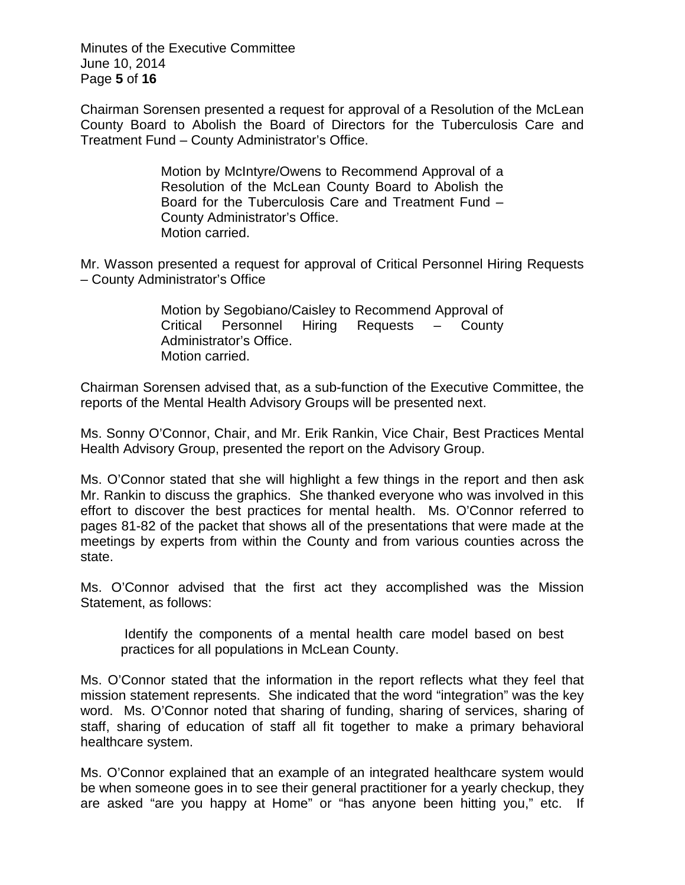Chairman Sorensen presented a request for approval of a Resolution of the McLean County Board to Abolish the Board of Directors for the Tuberculosis Care and Treatment Fund – County Administrator's Office.

> Motion by McIntyre/Owens to Recommend Approval of a Resolution of the McLean County Board to Abolish the Board for the Tuberculosis Care and Treatment Fund – County Administrator's Office.
> Motion carried.

Mr. Wasson presented a request for approval of Critical Personnel Hiring Requests – County Administrator's Office

> Motion by Segobiano/Caisley to Recommend Approval of Critical Personnel Hiring Requests – County Administrator's Office.
> Motion carried.

Chairman Sorensen advised that, as a sub-function of the Executive Committee, the reports of the Mental Health Advisory Groups will be presented next.

Ms. Sonny O'Connor, Chair, and Mr. Erik Rankin, Vice Chair, Best Practices Mental Health Advisory Group, presented the report on the Advisory Group.

Ms. O'Connor stated that she will highlight a few things in the report and then ask Mr. Rankin to discuss the graphics. She thanked everyone who was involved in this effort to discover the best practices for mental health. Ms. O'Connor referred to pages 81-82 of the packet that shows all of the presentations that were made at the meetings by experts from within the County and from various counties across the state.

Ms. O'Connor advised that the first act they accomplished was the Mission Statement, as follows:

> Identify the components of a mental health care model based on best practices for all populations in McLean County.

Ms. O'Connor stated that the information in the report reflects what they feel that mission statement represents. She indicated that the word "integration" was the key word. Ms. O'Connor noted that sharing of funding, sharing of services, sharing of staff, sharing of education of staff all fit together to make a primary behavioral healthcare system.

Ms. O'Connor explained that an example of an integrated healthcare system would be when someone goes in to see their general practitioner for a yearly checkup, they are asked "are you happy at Home" or "has anyone been hitting you," etc. If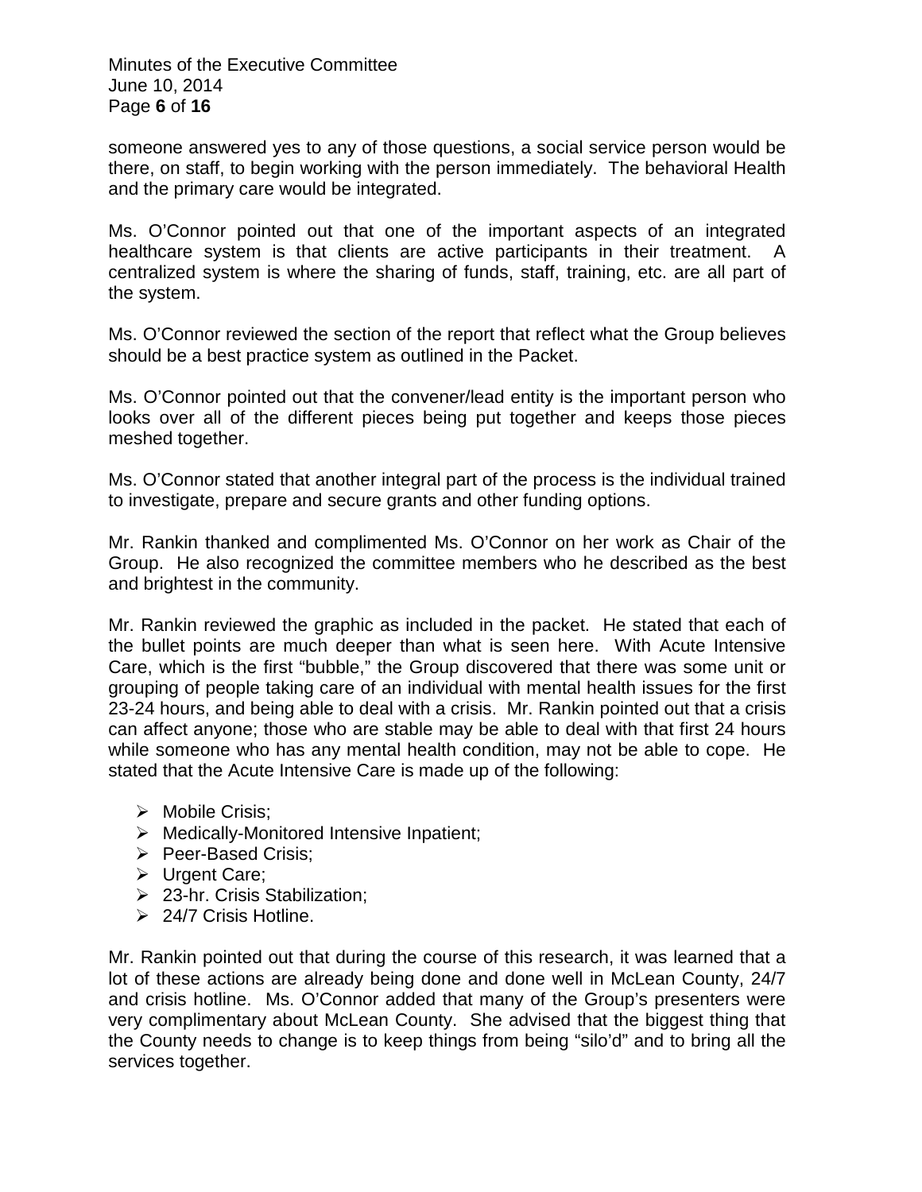someone answered yes to any of those questions, a social service person would be there, on staff, to begin working with the person immediately. The behavioral Health and the primary care would be integrated.

Ms. O'Connor pointed out that one of the important aspects of an integrated healthcare system is that clients are active participants in their treatment. A centralized system is where the sharing of funds, staff, training, etc. are all part of the system.

Ms. O'Connor reviewed the section of the report that reflect what the Group believes should be a best practice system as outlined in the Packet.

Ms. O'Connor pointed out that the convener/lead entity is the important person who looks over all of the different pieces being put together and keeps those pieces meshed together.

Ms. O'Connor stated that another integral part of the process is the individual trained to investigate, prepare and secure grants and other funding options.

Mr. Rankin thanked and complimented Ms. O'Connor on her work as Chair of the Group. He also recognized the committee members who he described as the best and brightest in the community.

Mr. Rankin reviewed the graphic as included in the packet. He stated that each of the bullet points are much deeper than what is seen here. With Acute Intensive Care, which is the first "bubble," the Group discovered that there was some unit or grouping of people taking care of an individual with mental health issues for the first 23-24 hours, and being able to deal with a crisis. Mr. Rankin pointed out that a crisis can affect anyone; those who are stable may be able to deal with that first 24 hours while someone who has any mental health condition, may not be able to cope. He stated that the Acute Intensive Care is made up of the following:

- Mobile Crisis;
- Medically-Monitored Intensive Inpatient;
- Peer-Based Crisis;
- Urgent Care;
- 23-hr. Crisis Stabilization;
- 24/7 Crisis Hotline.

Mr. Rankin pointed out that during the course of this research, it was learned that a lot of these actions are already being done and done well in McLean County, 24/7 and crisis hotline. Ms. O'Connor added that many of the Group's presenters were very complimentary about McLean County. She advised that the biggest thing that the County needs to change is to keep things from being "silo'd" and to bring all the services together.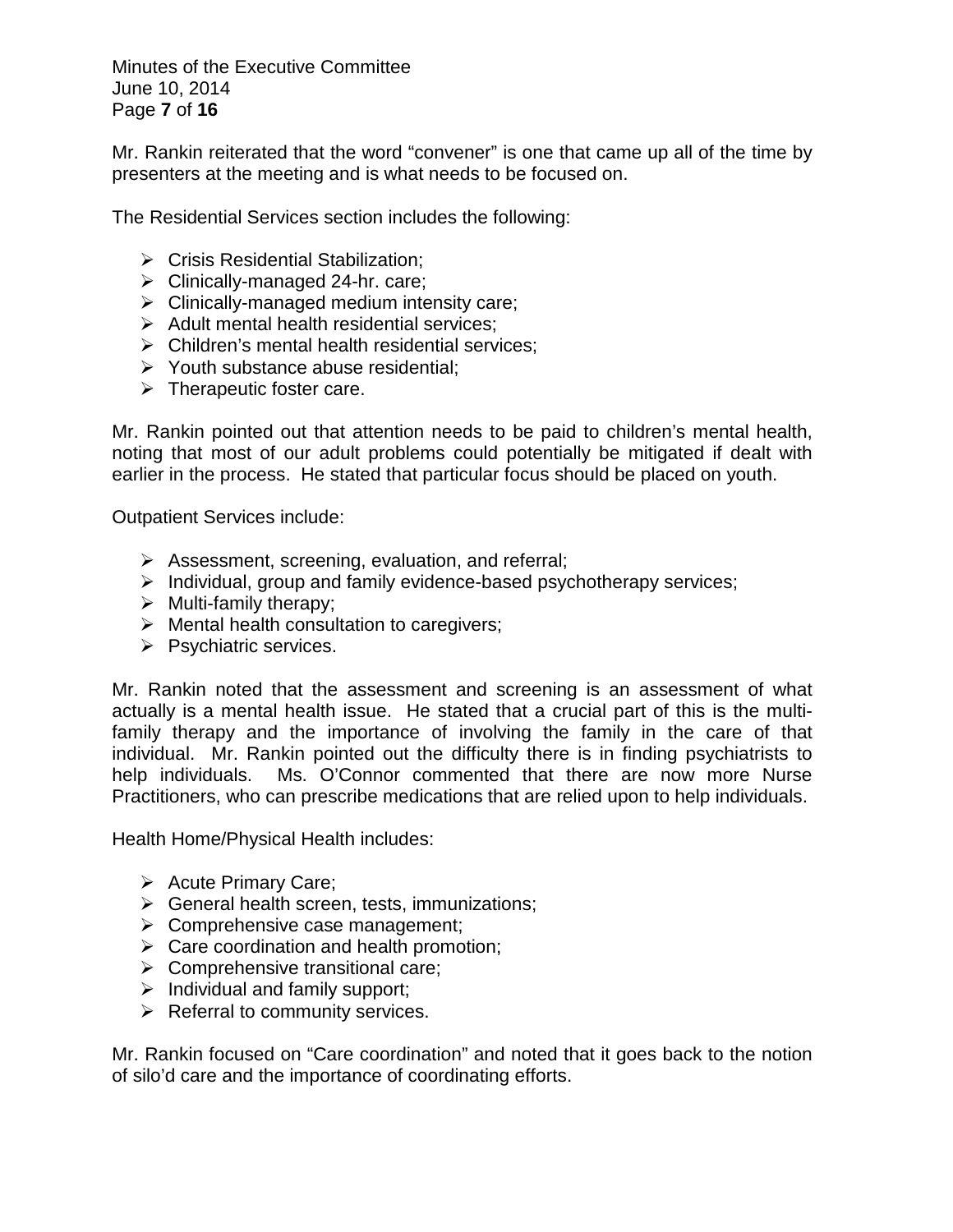Mr. Rankin reiterated that the word "convener" is one that came up all of the time by presenters at the meeting and is what needs to be focused on.

The Residential Services section includes the following:

- Crisis Residential Stabilization;
- Clinically-managed 24-hr. care;
- Clinically-managed medium intensity care;
- Adult mental health residential services;
- Children's mental health residential services;
- Youth substance abuse residential;
- Therapeutic foster care.

Mr. Rankin pointed out that attention needs to be paid to children's mental health, noting that most of our adult problems could potentially be mitigated if dealt with earlier in the process. He stated that particular focus should be placed on youth.

Outpatient Services include:

- Assessment, screening, evaluation, and referral;
- Individual, group and family evidence-based psychotherapy services;
- Multi-family therapy;
- Mental health consultation to caregivers;
- Psychiatric services.

Mr. Rankin noted that the assessment and screening is an assessment of what actually is a mental health issue. He stated that a crucial part of this is the multi-family therapy and the importance of involving the family in the care of that individual. Mr. Rankin pointed out the difficulty there is in finding psychiatrists to help individuals. Ms. O'Connor commented that there are now more Nurse Practitioners, who can prescribe medications that are relied upon to help individuals.

Health Home/Physical Health includes:

- Acute Primary Care;
- General health screen, tests, immunizations;
- Comprehensive case management;
- Care coordination and health promotion;
- Comprehensive transitional care;
- Individual and family support;
- Referral to community services.

Mr. Rankin focused on "Care coordination" and noted that it goes back to the notion of silo'd care and the importance of coordinating efforts.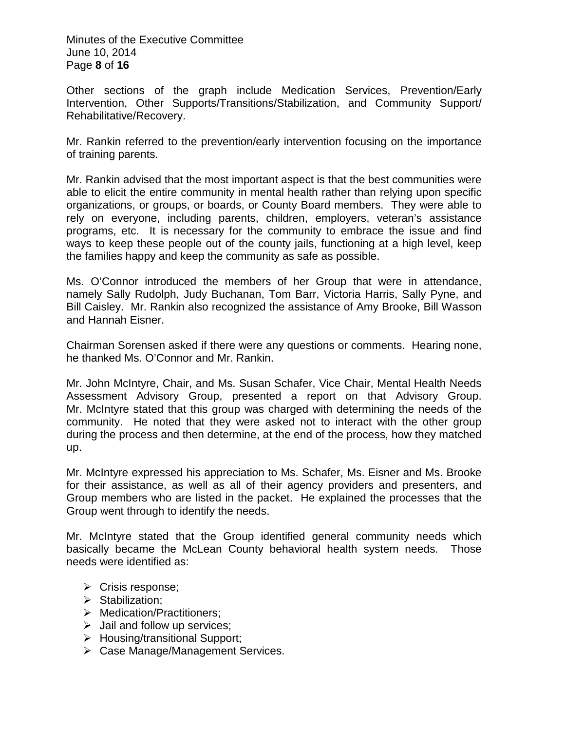Other sections of the graph include Medication Services, Prevention/Early Intervention, Other Supports/Transitions/Stabilization, and Community Support/ Rehabilitative/Recovery.

Mr. Rankin referred to the prevention/early intervention focusing on the importance of training parents.

Mr. Rankin advised that the most important aspect is that the best communities were able to elicit the entire community in mental health rather than relying upon specific organizations, or groups, or boards, or County Board members. They were able to rely on everyone, including parents, children, employers, veteran's assistance programs, etc. It is necessary for the community to embrace the issue and find ways to keep these people out of the county jails, functioning at a high level, keep the families happy and keep the community as safe as possible.

Ms. O'Connor introduced the members of her Group that were in attendance, namely Sally Rudolph, Judy Buchanan, Tom Barr, Victoria Harris, Sally Pyne, and Bill Caisley. Mr. Rankin also recognized the assistance of Amy Brooke, Bill Wasson and Hannah Eisner.

Chairman Sorensen asked if there were any questions or comments. Hearing none, he thanked Ms. O'Connor and Mr. Rankin.

Mr. John McIntyre, Chair, and Ms. Susan Schafer, Vice Chair, Mental Health Needs Assessment Advisory Group, presented a report on that Advisory Group. Mr. McIntyre stated that this group was charged with determining the needs of the community. He noted that they were asked not to interact with the other group during the process and then determine, at the end of the process, how they matched up.

Mr. McIntyre expressed his appreciation to Ms. Schafer, Ms. Eisner and Ms. Brooke for their assistance, as well as all of their agency providers and presenters, and Group members who are listed in the packet. He explained the processes that the Group went through to identify the needs.

Mr. McIntyre stated that the Group identified general community needs which basically became the McLean County behavioral health system needs. Those needs were identified as:

- Crisis response;
- Stabilization;
- Medication/Practitioners;
- Jail and follow up services;
- Housing/transitional Support;
- Case Manage/Management Services.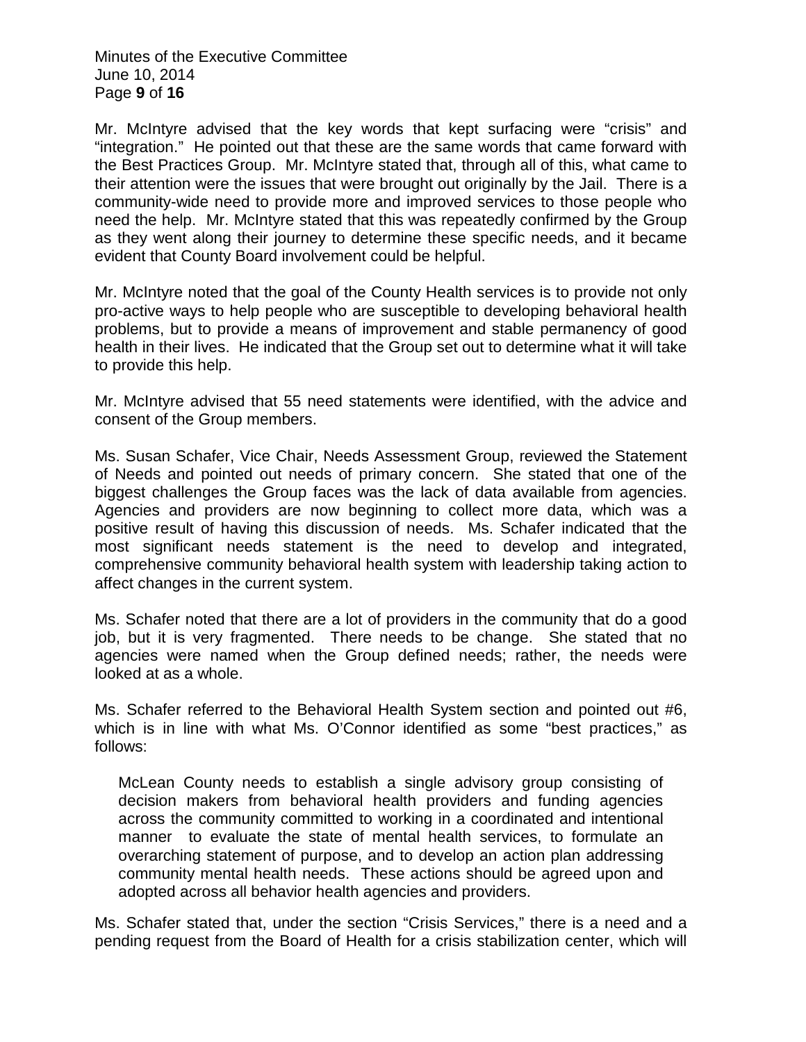Mr. McIntyre advised that the key words that kept surfacing were "crisis" and "integration." He pointed out that these are the same words that came forward with the Best Practices Group. Mr. McIntyre stated that, through all of this, what came to their attention were the issues that were brought out originally by the Jail. There is a community-wide need to provide more and improved services to those people who need the help. Mr. McIntyre stated that this was repeatedly confirmed by the Group as they went along their journey to determine these specific needs, and it became evident that County Board involvement could be helpful.

Mr. McIntyre noted that the goal of the County Health services is to provide not only pro-active ways to help people who are susceptible to developing behavioral health problems, but to provide a means of improvement and stable permanency of good health in their lives. He indicated that the Group set out to determine what it will take to provide this help.

Mr. McIntyre advised that 55 need statements were identified, with the advice and consent of the Group members.

Ms. Susan Schafer, Vice Chair, Needs Assessment Group, reviewed the Statement of Needs and pointed out needs of primary concern. She stated that one of the biggest challenges the Group faces was the lack of data available from agencies. Agencies and providers are now beginning to collect more data, which was a positive result of having this discussion of needs. Ms. Schafer indicated that the most significant needs statement is the need to develop and integrated, comprehensive community behavioral health system with leadership taking action to affect changes in the current system.

Ms. Schafer noted that there are a lot of providers in the community that do a good job, but it is very fragmented. There needs to be change. She stated that no agencies were named when the Group defined needs; rather, the needs were looked at as a whole.

Ms. Schafer referred to the Behavioral Health System section and pointed out #6, which is in line with what Ms. O'Connor identified as some "best practices," as follows:

> McLean County needs to establish a single advisory group consisting of decision makers from behavioral health providers and funding agencies across the community committed to working in a coordinated and intentional manner to evaluate the state of mental health services, to formulate an overarching statement of purpose, and to develop an action plan addressing community mental health needs. These actions should be agreed upon and adopted across all behavior health agencies and providers.

Ms. Schafer stated that, under the section "Crisis Services," there is a need and a pending request from the Board of Health for a crisis stabilization center, which will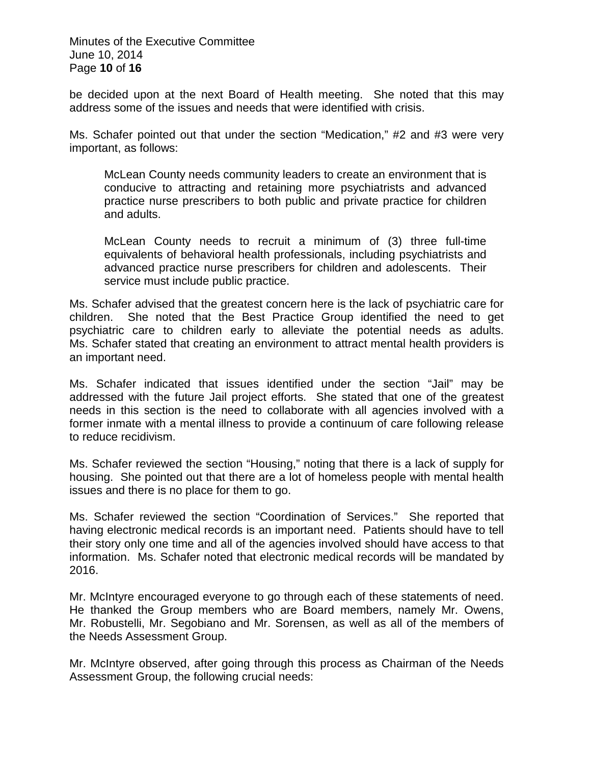be decided upon at the next Board of Health meeting. She noted that this may address some of the issues and needs that were identified with crisis.

Ms. Schafer pointed out that under the section "Medication," #2 and #3 were very important, as follows:

> McLean County needs community leaders to create an environment that is conducive to attracting and retaining more psychiatrists and advanced practice nurse prescribers to both public and private practice for children and adults.
>
> McLean County needs to recruit a minimum of (3) three full-time equivalents of behavioral health professionals, including psychiatrists and advanced practice nurse prescribers for children and adolescents. Their service must include public practice.

Ms. Schafer advised that the greatest concern here is the lack of psychiatric care for children. She noted that the Best Practice Group identified the need to get psychiatric care to children early to alleviate the potential needs as adults. Ms. Schafer stated that creating an environment to attract mental health providers is an important need.

Ms. Schafer indicated that issues identified under the section "Jail" may be addressed with the future Jail project efforts. She stated that one of the greatest needs in this section is the need to collaborate with all agencies involved with a former inmate with a mental illness to provide a continuum of care following release to reduce recidivism.

Ms. Schafer reviewed the section "Housing," noting that there is a lack of supply for housing. She pointed out that there are a lot of homeless people with mental health issues and there is no place for them to go.

Ms. Schafer reviewed the section "Coordination of Services." She reported that having electronic medical records is an important need. Patients should have to tell their story only one time and all of the agencies involved should have access to that information. Ms. Schafer noted that electronic medical records will be mandated by 2016.

Mr. McIntyre encouraged everyone to go through each of these statements of need. He thanked the Group members who are Board members, namely Mr. Owens, Mr. Robustelli, Mr. Segobiano and Mr. Sorensen, as well as all of the members of the Needs Assessment Group.

Mr. McIntyre observed, after going through this process as Chairman of the Needs Assessment Group, the following crucial needs: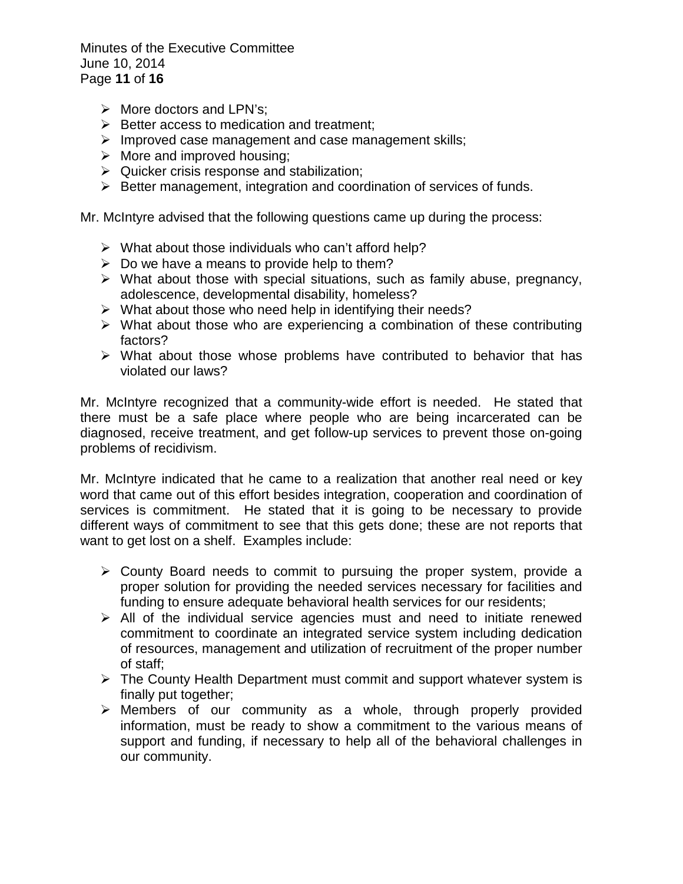- More doctors and LPN's;
- Better access to medication and treatment;
- Improved case management and case management skills;
- More and improved housing;
- Quicker crisis response and stabilization;
- Better management, integration and coordination of services of funds.

Mr. McIntyre advised that the following questions came up during the process:

- What about those individuals who can't afford help?
- Do we have a means to provide help to them?
- What about those with special situations, such as family abuse, pregnancy, adolescence, developmental disability, homeless?
- What about those who need help in identifying their needs?
- What about those who are experiencing a combination of these contributing factors?
- What about those whose problems have contributed to behavior that has violated our laws?

Mr. McIntyre recognized that a community-wide effort is needed. He stated that there must be a safe place where people who are being incarcerated can be diagnosed, receive treatment, and get follow-up services to prevent those on-going problems of recidivism.

Mr. McIntyre indicated that he came to a realization that another real need or key word that came out of this effort besides integration, cooperation and coordination of services is commitment. He stated that it is going to be necessary to provide different ways of commitment to see that this gets done; these are not reports that want to get lost on a shelf. Examples include:

- County Board needs to commit to pursuing the proper system, provide a proper solution for providing the needed services necessary for facilities and funding to ensure adequate behavioral health services for our residents;
- All of the individual service agencies must and need to initiate renewed commitment to coordinate an integrated service system including dedication of resources, management and utilization of recruitment of the proper number of staff;
- The County Health Department must commit and support whatever system is finally put together;
- Members of our community as a whole, through properly provided information, must be ready to show a commitment to the various means of support and funding, if necessary to help all of the behavioral challenges in our community.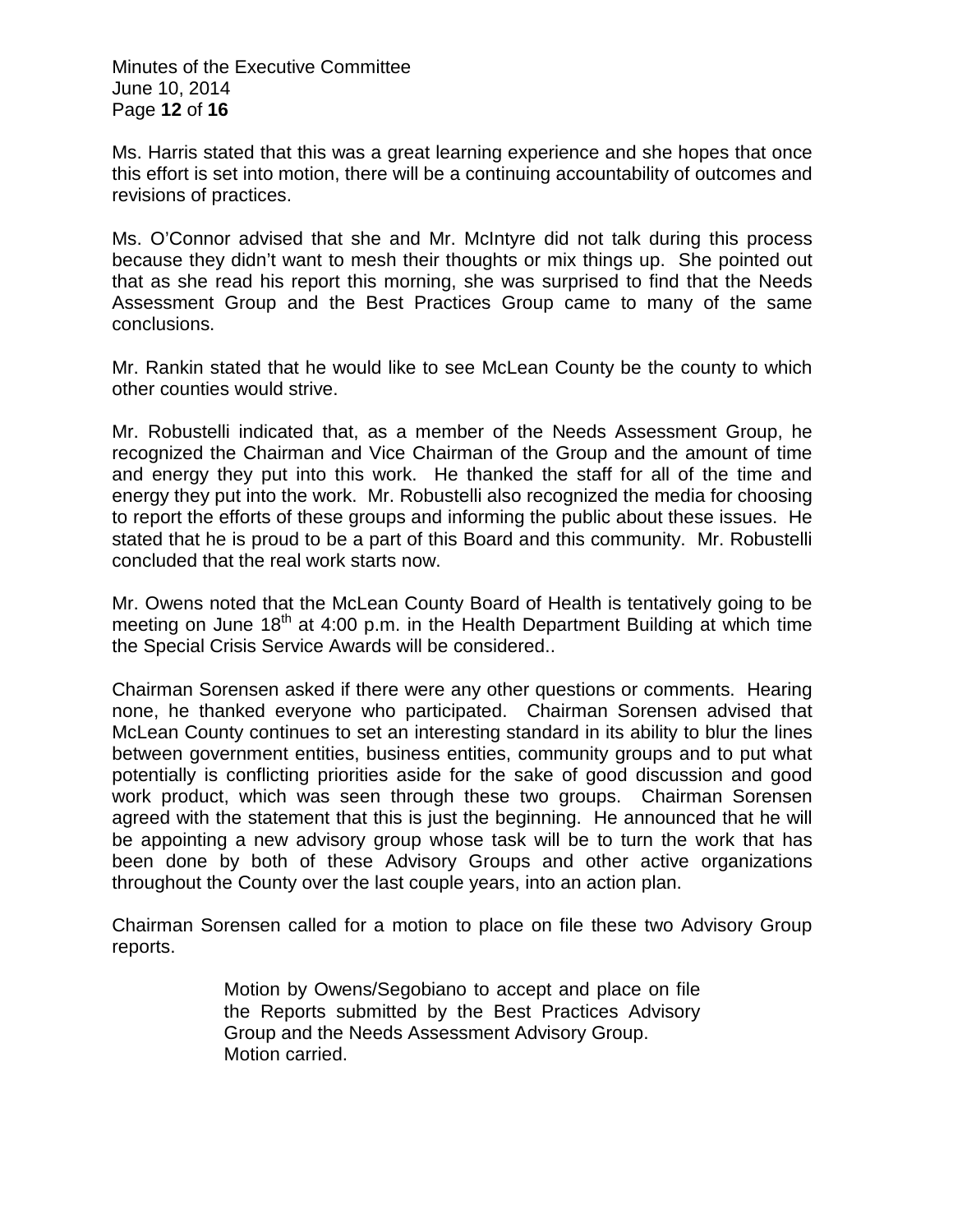Ms. Harris stated that this was a great learning experience and she hopes that once this effort is set into motion, there will be a continuing accountability of outcomes and revisions of practices.

Ms. O'Connor advised that she and Mr. McIntyre did not talk during this process because they didn't want to mesh their thoughts or mix things up. She pointed out that as she read his report this morning, she was surprised to find that the Needs Assessment Group and the Best Practices Group came to many of the same conclusions.

Mr. Rankin stated that he would like to see McLean County be the county to which other counties would strive.

Mr. Robustelli indicated that, as a member of the Needs Assessment Group, he recognized the Chairman and Vice Chairman of the Group and the amount of time and energy they put into this work. He thanked the staff for all of the time and energy they put into the work. Mr. Robustelli also recognized the media for choosing to report the efforts of these groups and informing the public about these issues. He stated that he is proud to be a part of this Board and this community. Mr. Robustelli concluded that the real work starts now.

Mr. Owens noted that the McLean County Board of Health is tentatively going to be meeting on June 18th at 4:00 p.m. in the Health Department Building at which time the Special Crisis Service Awards will be considered..

Chairman Sorensen asked if there were any other questions or comments. Hearing none, he thanked everyone who participated. Chairman Sorensen advised that McLean County continues to set an interesting standard in its ability to blur the lines between government entities, business entities, community groups and to put what potentially is conflicting priorities aside for the sake of good discussion and good work product, which was seen through these two groups. Chairman Sorensen agreed with the statement that this is just the beginning. He announced that he will be appointing a new advisory group whose task will be to turn the work that has been done by both of these Advisory Groups and other active organizations throughout the County over the last couple years, into an action plan.

Chairman Sorensen called for a motion to place on file these two Advisory Group reports.

> Motion by Owens/Segobiano to accept and place on file the Reports submitted by the Best Practices Advisory Group and the Needs Assessment Advisory Group.
> Motion carried.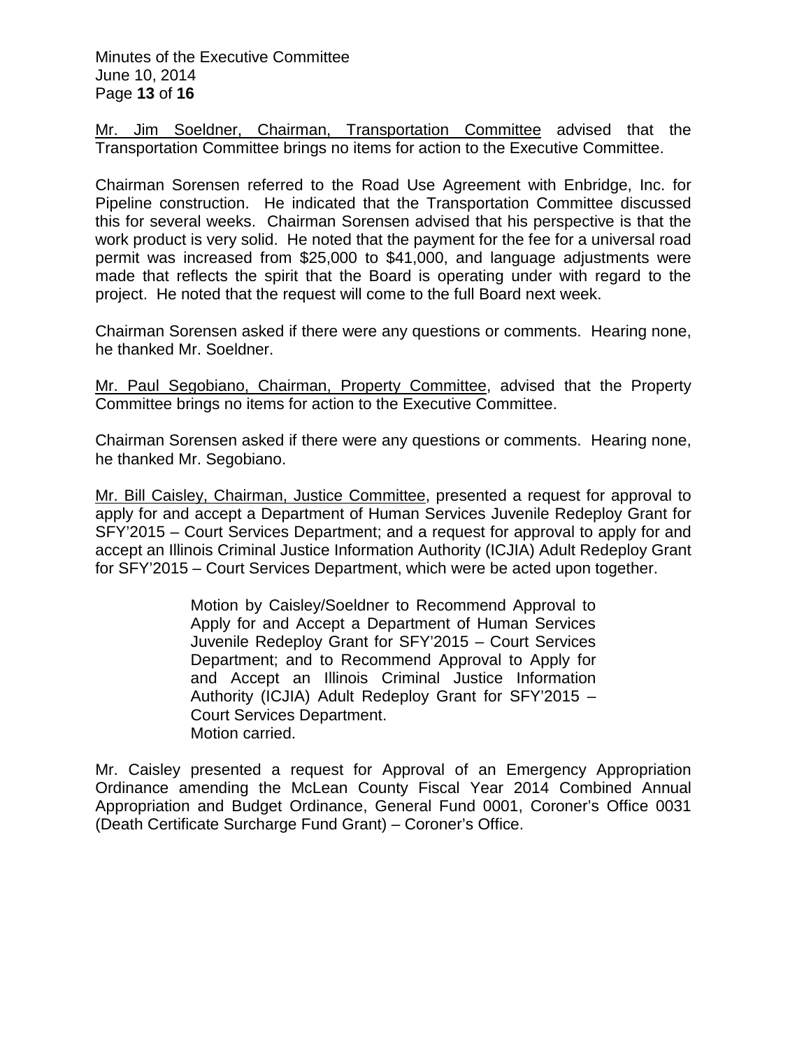Mr. Jim Soeldner, Chairman, Transportation Committee advised that the Transportation Committee brings no items for action to the Executive Committee.

Chairman Sorensen referred to the Road Use Agreement with Enbridge, Inc. for Pipeline construction. He indicated that the Transportation Committee discussed this for several weeks. Chairman Sorensen advised that his perspective is that the work product is very solid. He noted that the payment for the fee for a universal road permit was increased from $25,000 to $41,000, and language adjustments were made that reflects the spirit that the Board is operating under with regard to the project. He noted that the request will come to the full Board next week.

Chairman Sorensen asked if there were any questions or comments. Hearing none, he thanked Mr. Soeldner.

Mr. Paul Segobiano, Chairman, Property Committee, advised that the Property Committee brings no items for action to the Executive Committee.

Chairman Sorensen asked if there were any questions or comments. Hearing none, he thanked Mr. Segobiano.

Mr. Bill Caisley, Chairman, Justice Committee, presented a request for approval to apply for and accept a Department of Human Services Juvenile Redeploy Grant for SFY'2015 – Court Services Department; and a request for approval to apply for and accept an Illinois Criminal Justice Information Authority (ICJIA) Adult Redeploy Grant for SFY'2015 – Court Services Department, which were be acted upon together.

> Motion by Caisley/Soeldner to Recommend Approval to Apply for and Accept a Department of Human Services Juvenile Redeploy Grant for SFY'2015 – Court Services Department; and to Recommend Approval to Apply for and Accept an Illinois Criminal Justice Information Authority (ICJIA) Adult Redeploy Grant for SFY'2015 – Court Services Department.
> Motion carried.

Mr. Caisley presented a request for Approval of an Emergency Appropriation Ordinance amending the McLean County Fiscal Year 2014 Combined Annual Appropriation and Budget Ordinance, General Fund 0001, Coroner's Office 0031 (Death Certificate Surcharge Fund Grant) – Coroner's Office.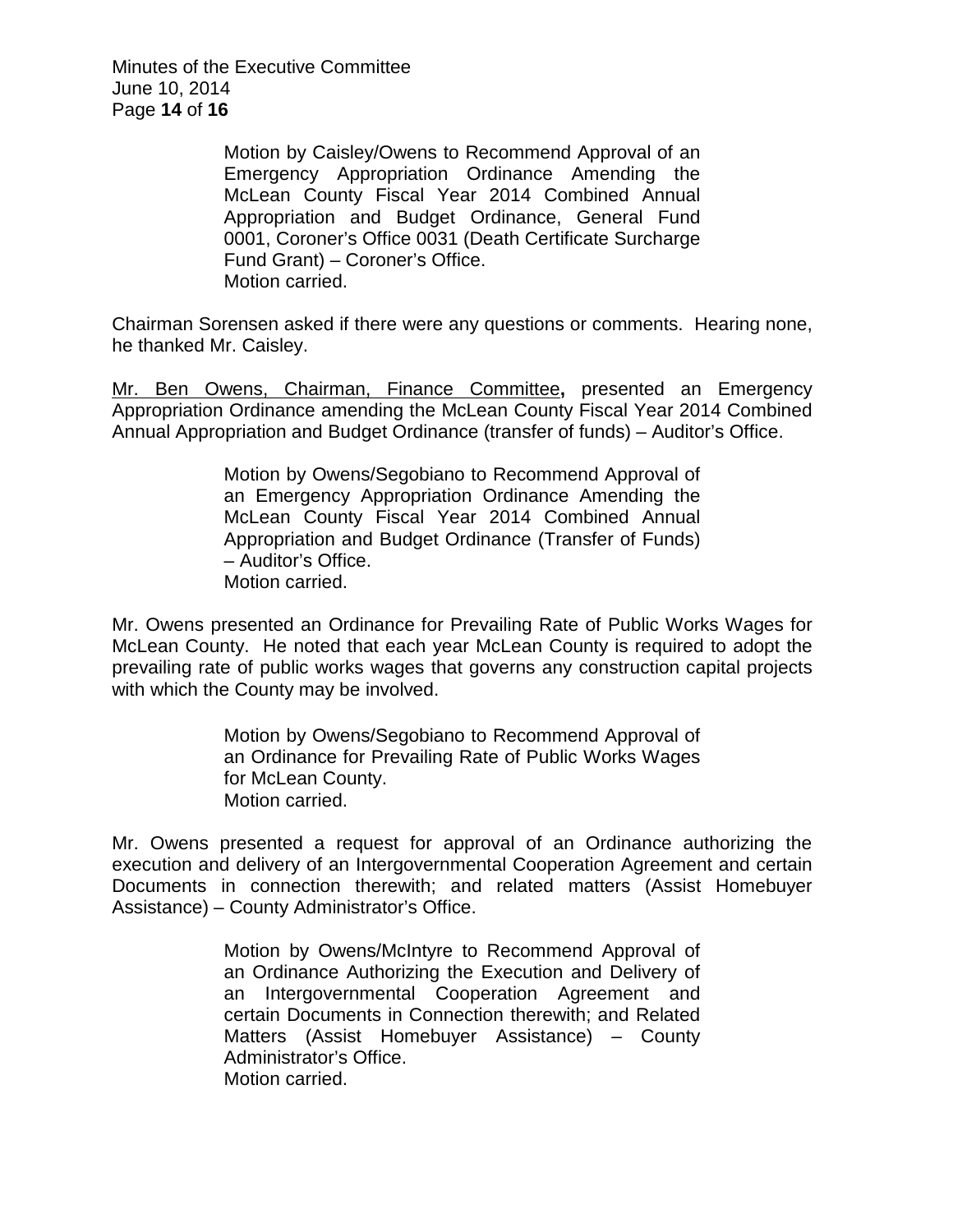> Motion by Caisley/Owens to Recommend Approval of an Emergency Appropriation Ordinance Amending the McLean County Fiscal Year 2014 Combined Annual Appropriation and Budget Ordinance, General Fund 0001, Coroner's Office 0031 (Death Certificate Surcharge Fund Grant) – Coroner's Office.
> Motion carried.

Chairman Sorensen asked if there were any questions or comments. Hearing none, he thanked Mr. Caisley.

Mr. Ben Owens, Chairman, Finance Committee**,** presented an Emergency Appropriation Ordinance amending the McLean County Fiscal Year 2014 Combined Annual Appropriation and Budget Ordinance (transfer of funds) – Auditor's Office.

> Motion by Owens/Segobiano to Recommend Approval of an Emergency Appropriation Ordinance Amending the McLean County Fiscal Year 2014 Combined Annual Appropriation and Budget Ordinance (Transfer of Funds) – Auditor's Office.
> Motion carried.

Mr. Owens presented an Ordinance for Prevailing Rate of Public Works Wages for McLean County. He noted that each year McLean County is required to adopt the prevailing rate of public works wages that governs any construction capital projects with which the County may be involved.

> Motion by Owens/Segobiano to Recommend Approval of an Ordinance for Prevailing Rate of Public Works Wages for McLean County.
> Motion carried.

Mr. Owens presented a request for approval of an Ordinance authorizing the execution and delivery of an Intergovernmental Cooperation Agreement and certain Documents in connection therewith; and related matters (Assist Homebuyer Assistance) – County Administrator's Office.

> Motion by Owens/McIntyre to Recommend Approval of an Ordinance Authorizing the Execution and Delivery of an Intergovernmental Cooperation Agreement and certain Documents in Connection therewith; and Related Matters (Assist Homebuyer Assistance) – County Administrator's Office.
> Motion carried.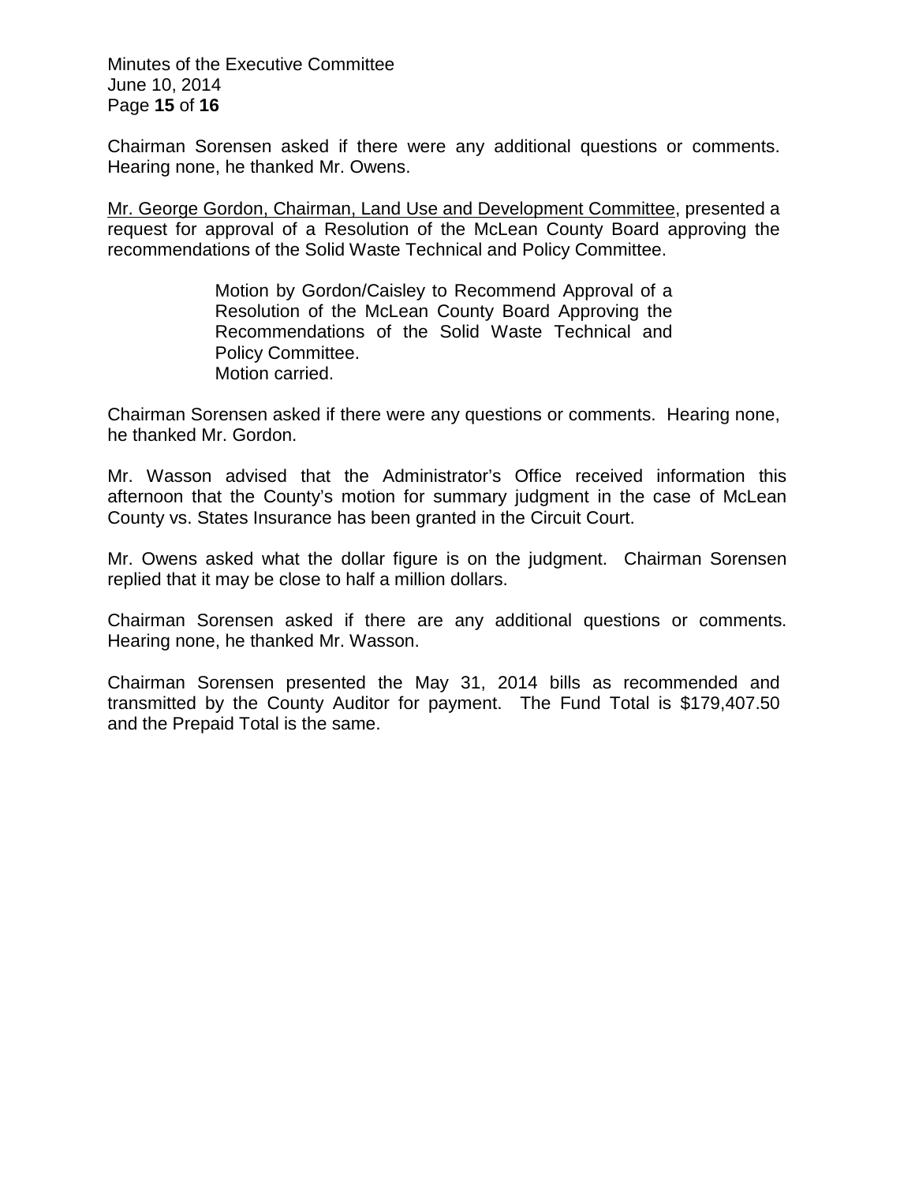Chairman Sorensen asked if there were any additional questions or comments. Hearing none, he thanked Mr. Owens.

Mr. George Gordon, Chairman, Land Use and Development Committee, presented a request for approval of a Resolution of the McLean County Board approving the recommendations of the Solid Waste Technical and Policy Committee.

> Motion by Gordon/Caisley to Recommend Approval of a Resolution of the McLean County Board Approving the Recommendations of the Solid Waste Technical and Policy Committee.
> Motion carried.

Chairman Sorensen asked if there were any questions or comments. Hearing none, he thanked Mr. Gordon.

Mr. Wasson advised that the Administrator's Office received information this afternoon that the County's motion for summary judgment in the case of McLean County vs. States Insurance has been granted in the Circuit Court.

Mr. Owens asked what the dollar figure is on the judgment. Chairman Sorensen replied that it may be close to half a million dollars.

Chairman Sorensen asked if there are any additional questions or comments. Hearing none, he thanked Mr. Wasson.

Chairman Sorensen presented the May 31, 2014 bills as recommended and transmitted by the County Auditor for payment. The Fund Total is $179,407.50 and the Prepaid Total is the same.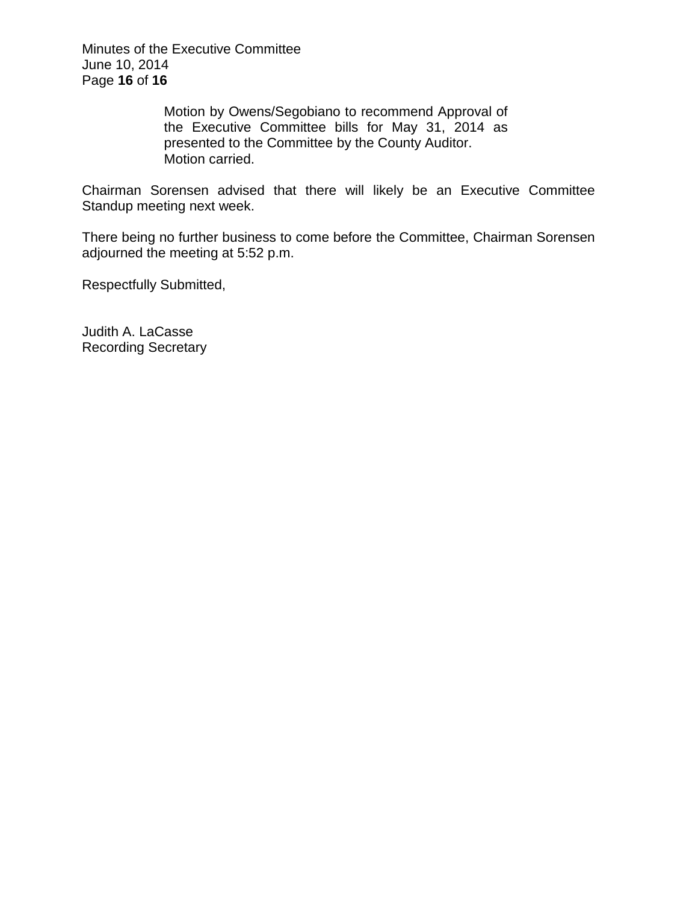Motion by Owens/Segobiano to recommend Approval of the Executive Committee bills for May 31, 2014 as presented to the Committee by the County Auditor.
Motion carried.

Chairman Sorensen advised that there will likely be an Executive Committee Standup meeting next week.

There being no further business to come before the Committee, Chairman Sorensen adjourned the meeting at 5:52 p.m.

Respectfully Submitted,

Judith A. LaCasse
Recording Secretary